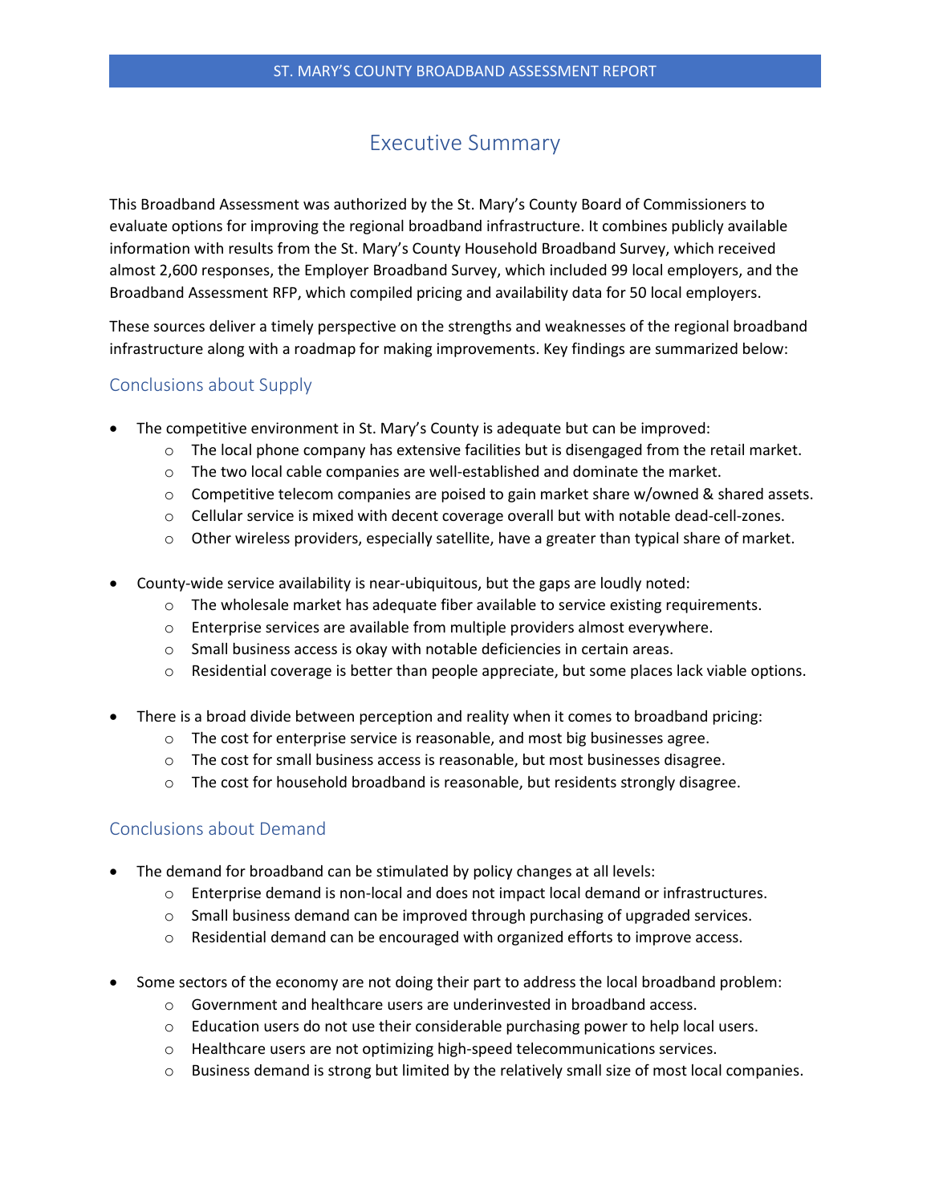# Executive Summary

This Broadband Assessment was authorized by the St. Mary's County Board of Commissioners to evaluate options for improving the regional broadband infrastructure. It combines publicly available information with results from the St. Mary's County Household Broadband Survey, which received almost 2,600 responses, the Employer Broadband Survey, which included 99 local employers, and the Broadband Assessment RFP, which compiled pricing and availability data for 50 local employers.

These sources deliver a timely perspective on the strengths and weaknesses of the regional broadband infrastructure along with a roadmap for making improvements. Key findings are summarized below:

## Conclusions about Supply

- The competitive environment in St. Mary's County is adequate but can be improved:
  - The local phone company has extensive facilities but is disengaged from the retail market.
  - The two local cable companies are well-established and dominate the market.
  - Competitive telecom companies are poised to gain market share w/owned & shared assets.
  - Cellular service is mixed with decent coverage overall but with notable dead-cell-zones.
  - Other wireless providers, especially satellite, have a greater than typical share of market.

- County-wide service availability is near-ubiquitous, but the gaps are loudly noted:
  - The wholesale market has adequate fiber available to service existing requirements.
  - Enterprise services are available from multiple providers almost everywhere.
  - Small business access is okay with notable deficiencies in certain areas.
  - Residential coverage is better than people appreciate, but some places lack viable options.

- There is a broad divide between perception and reality when it comes to broadband pricing:
  - The cost for enterprise service is reasonable, and most big businesses agree.
  - The cost for small business access is reasonable, but most businesses disagree.
  - The cost for household broadband is reasonable, but residents strongly disagree.

## Conclusions about Demand

- The demand for broadband can be stimulated by policy changes at all levels:
  - Enterprise demand is non-local and does not impact local demand or infrastructures.
  - Small business demand can be improved through purchasing of upgraded services.
  - Residential demand can be encouraged with organized efforts to improve access.

- Some sectors of the economy are not doing their part to address the local broadband problem:
  - Government and healthcare users are underinvested in broadband access.
  - Education users do not use their considerable purchasing power to help local users.
  - Healthcare users are not optimizing high-speed telecommunications services.
  - Business demand is strong but limited by the relatively small size of most local companies.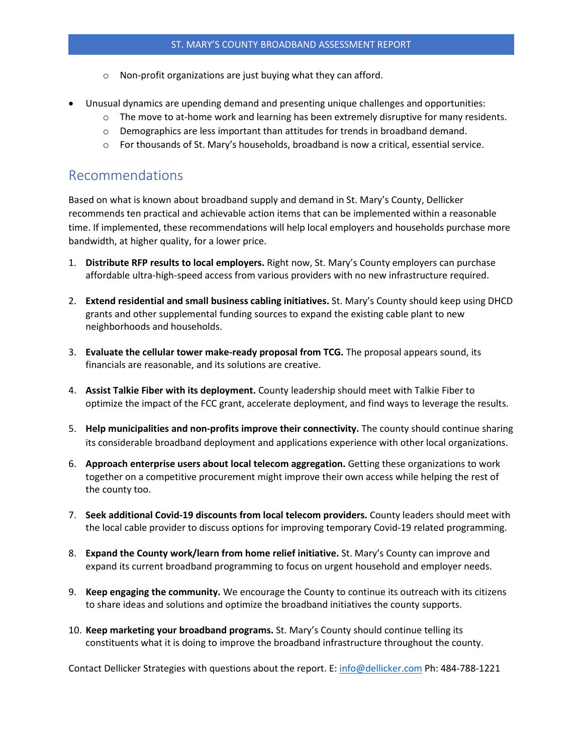- Non-profit organizations are just buying what they can afford.

- Unusual dynamics are upending demand and presenting unique challenges and opportunities:
  - The move to at-home work and learning has been extremely disruptive for many residents.
  - Demographics are less important than attitudes for trends in broadband demand.
  - For thousands of St. Mary's households, broadband is now a critical, essential service.

## Recommendations

Based on what is known about broadband supply and demand in St. Mary's County, Dellicker recommends ten practical and achievable action items that can be implemented within a reasonable time. If implemented, these recommendations will help local employers and households purchase more bandwidth, at higher quality, for a lower price.

1. **Distribute RFP results to local employers.** Right now, St. Mary's County employers can purchase affordable ultra-high-speed access from various providers with no new infrastructure required.

2. **Extend residential and small business cabling initiatives.** St. Mary's County should keep using DHCD grants and other supplemental funding sources to expand the existing cable plant to new neighborhoods and households.

3. **Evaluate the cellular tower make-ready proposal from TCG.** The proposal appears sound, its financials are reasonable, and its solutions are creative.

4. **Assist Talkie Fiber with its deployment.** County leadership should meet with Talkie Fiber to optimize the impact of the FCC grant, accelerate deployment, and find ways to leverage the results.

5. **Help municipalities and non-profits improve their connectivity.** The county should continue sharing its considerable broadband deployment and applications experience with other local organizations.

6. **Approach enterprise users about local telecom aggregation.** Getting these organizations to work together on a competitive procurement might improve their own access while helping the rest of the county too.

7. **Seek additional Covid-19 discounts from local telecom providers.** County leaders should meet with the local cable provider to discuss options for improving temporary Covid-19 related programming.

8. **Expand the County work/learn from home relief initiative.** St. Mary's County can improve and expand its current broadband programming to focus on urgent household and employer needs.

9. **Keep engaging the community.** We encourage the County to continue its outreach with its citizens to share ideas and solutions and optimize the broadband initiatives the county supports.

10. **Keep marketing your broadband programs.** St. Mary's County should continue telling its constituents what it is doing to improve the broadband infrastructure throughout the county.

Contact Dellicker Strategies with questions about the report. E: info@dellicker.com Ph: 484-788-1221